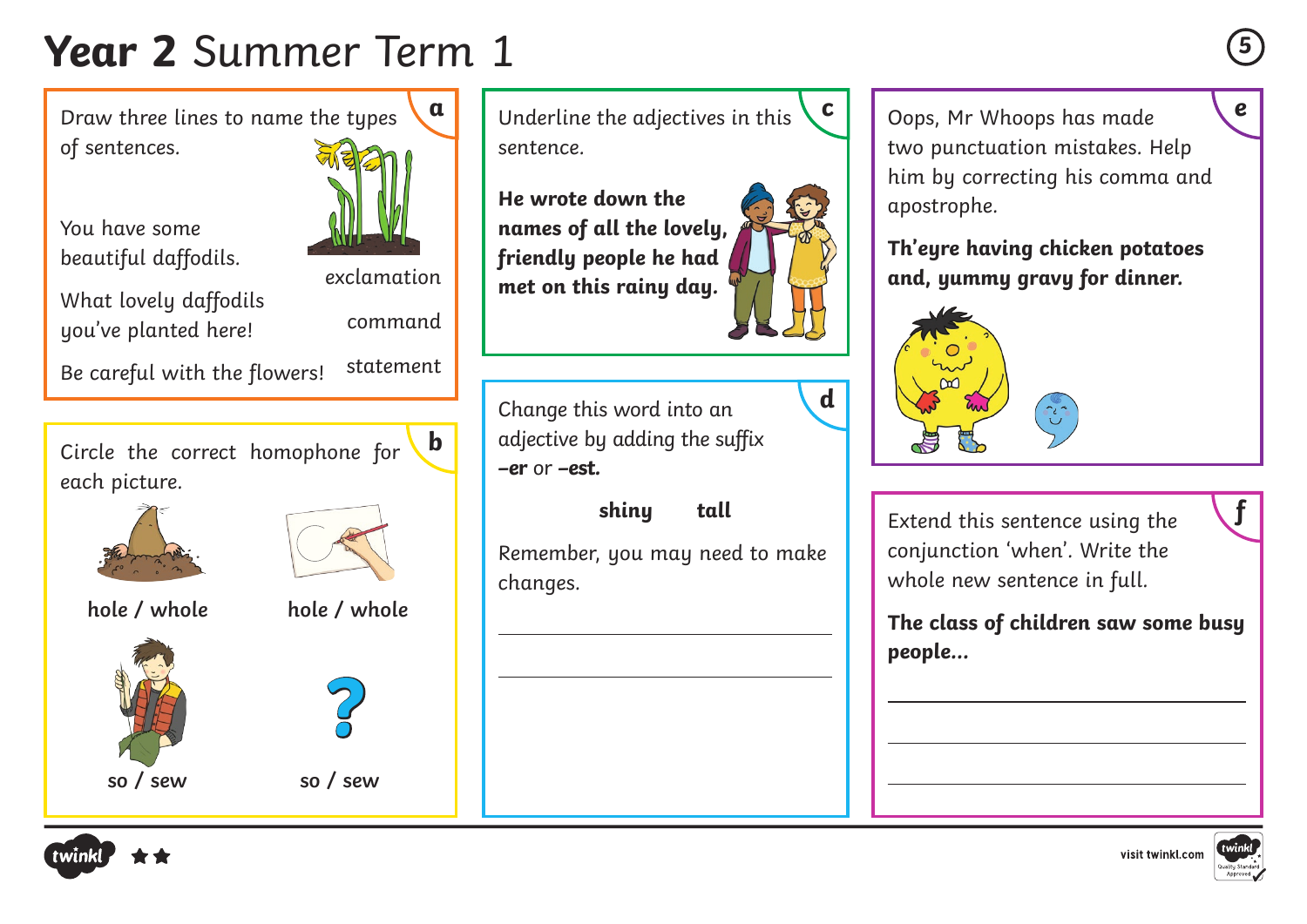# Year 2 Summer Term 1

## a

Draw three lines to name the types of sentences.

You have some beautiful daffodils.

What lovely daffodils you've planted here!

Be careful with the flowers!

exclamation

command

statement

## b

Circle the correct homophone for each picture.

**hole / whole** **hole / whole**

**so / sew** **so / sew**

## c

Underline the adjectives in this sentence.

**He wrote down the names of all the lovely, friendly people he had met on this rainy day.**

## d

Change this word into an adjective by adding the suffix **–er** or **–est.**

**shiny** **tall**

Remember, you may need to make changes.

______________________________

______________________________

## e

Oops, Mr Whoops has made two punctuation mistakes. Help him by correcting his comma and apostrophe.

**Th'eyre having chicken potatoes and, yummy gravy for dinner.**

## f

Extend this sentence using the conjunction 'when'. Write the whole new sentence in full.

**The class of children saw some busy people...**

______________________________

______________________________

______________________________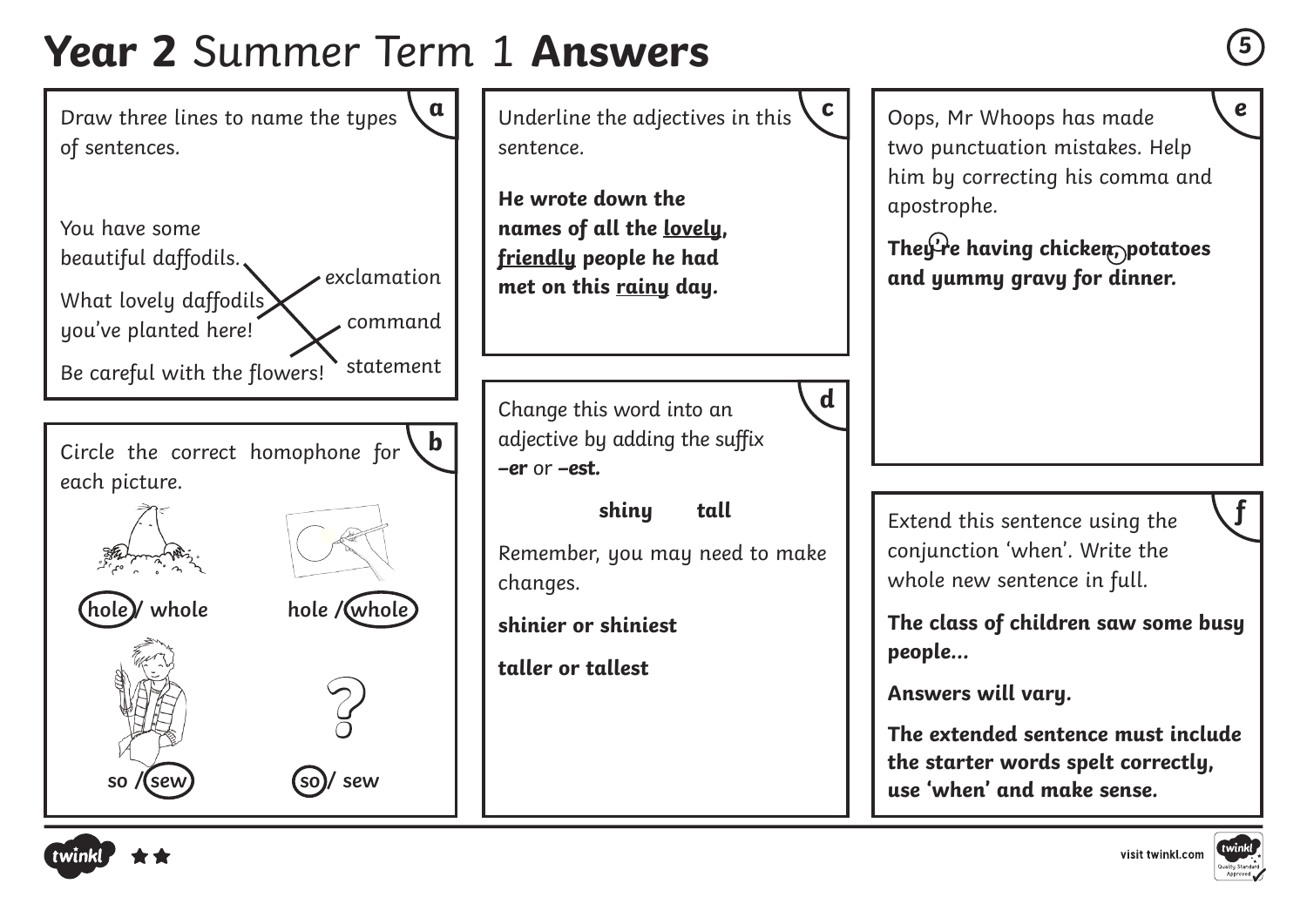# **Year 2** Summer Term 1 **Answers**

**a**

Draw three lines to name the types of sentences.

You have some beautiful daffodils. — statement

What lovely daffodils you've planted here! — exclamation

Be careful with the flowers! — command

**b**

Circle the correct homophone for each picture.

(hole) / whole

hole / (whole)

so / (sew)

(so) / sew

**c**

Underline the adjectives in this sentence.

**He wrote down the names of all the <u>lovely</u>, <u>friendly</u> people he had met on this <u>rainy</u> day.**

**d**

Change this word into an adjective by adding the suffix **–er** or **–est.**

**shiny tall**

Remember, you may need to make changes.

**shinier or shiniest**

**taller or tallest**

**e**

Oops, Mr Whoops has made two punctuation mistakes. Help him by correcting his comma and apostrophe.

**They're having chicken, potatoes and yummy gravy for dinner.**

**f**

Extend this sentence using the conjunction 'when'. Write the whole new sentence in full.

**The class of children saw some busy people...**

**Answers will vary.**

**The extended sentence must include the starter words spelt correctly, use 'when' and make sense.**